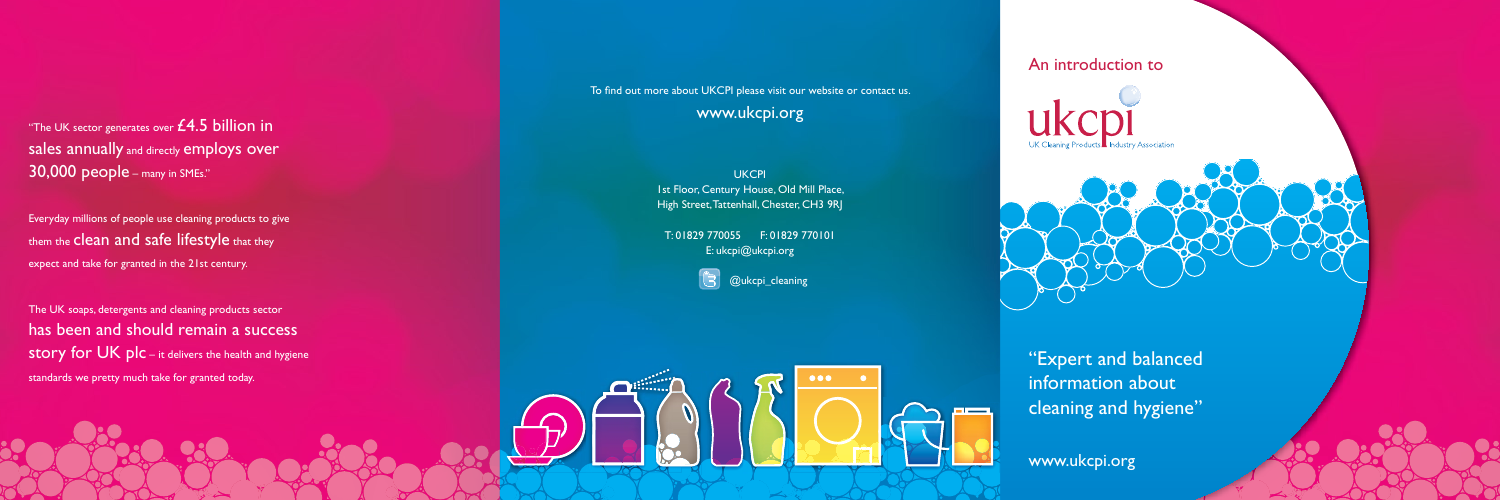"The UK sector generates over £4.5 billion in sales annually and directly employs over 30,000 people – many in SMEs."

Everyday millions of people use cleaning products to give them the clean and safe lifestyle that they expect and take for granted in the 21st century.

The UK soaps, detergents and cleaning products sector has been and should remain a success story for UK plc – it delivers the health and hygiene standards we pretty much take for granted today.

To find out more about UKCPI please visit our website or contact us.

www.ukcpi.org

UKCPI
1st Floor, Century House, Old Mill Place,
High Street, Tattenhall, Chester, CH3 9RJ

T: 01829 770055 F: 01829 770101
E: ukcpi@ukcpi.org

@ukcpi_cleaning

An introduction to

# ukcpi

UK Cleaning Products Industry Association

"Expert and balanced information about cleaning and hygiene"

www.ukcpi.org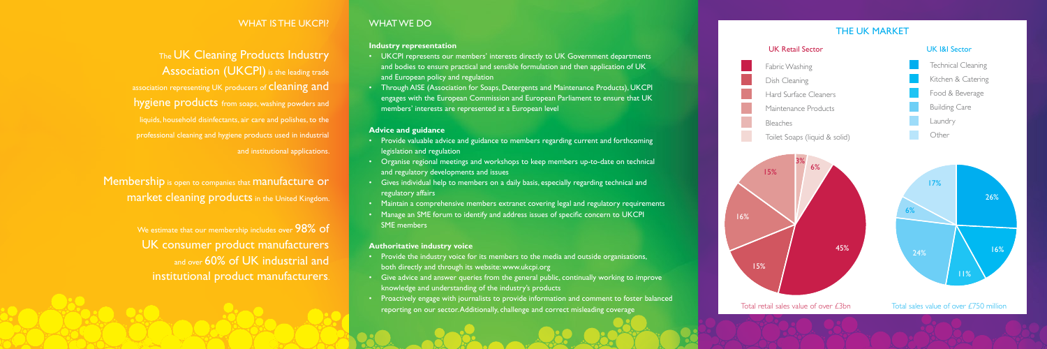## WHAT IS THE UKCPI?

The UK Cleaning Products Industry Association (UKCPI) is the leading trade association representing UK producers of cleaning and hygiene products from soaps, washing powders and liquids, household disinfectants, air care and polishes, to the professional cleaning and hygiene products used in industrial and institutional applications.

Membership is open to companies that manufacture or market cleaning products in the United Kingdom.

We estimate that our membership includes over 98% of UK consumer product manufacturers and over 60% of UK industrial and institutional product manufacturers.

## WHAT WE DO

**Industry representation**

- UKCPI represents our members' interests directly to UK Government departments and bodies to ensure practical and sensible formulation and then application of UK and European policy and regulation
- Through AISE (Association for Soaps, Detergents and Maintenance Products), UKCPI engages with the European Commission and European Parliament to ensure that UK members' interests are represented at a European level

**Advice and guidance**

- Provide valuable advice and guidance to members regarding current and forthcoming legislation and regulation
- Organise regional meetings and workshops to keep members up-to-date on technical and regulatory developments and issues
- Gives individual help to members on a daily basis, especially regarding technical and regulatory affairs
- Maintain a comprehensive members extranet covering legal and regulatory requirements
- Manage an SME forum to identify and address issues of specific concern to UKCPI SME members

**Authoritative industry voice**

- Provide the industry voice for its members to the media and outside organisations, both directly and through its website: www.ukcpi.org
- Give advice and answer queries from the general public, continually working to improve knowledge and understanding of the industry's products
- Proactively engage with journalists to provide information and comment to foster balanced reporting on our sector. Additionally, challenge and correct misleading coverage

## THE UK MARKET

### UK Retail Sector

Fabric Washing
Dish Cleaning
Hard Surface Cleaners
Maintenance Products
Bleaches
Toilet Soaps (liquid & solid)

45%
15%
16%
15%
3%
6%

Total retail sales value of over £3bn

### UK I&I Sector

Technical Cleaning
Kitchen & Catering
Food & Beverage
Building Care
Laundry
Other

26%
16%
11%
24%
6%
17%

Total sales value of over £750 million